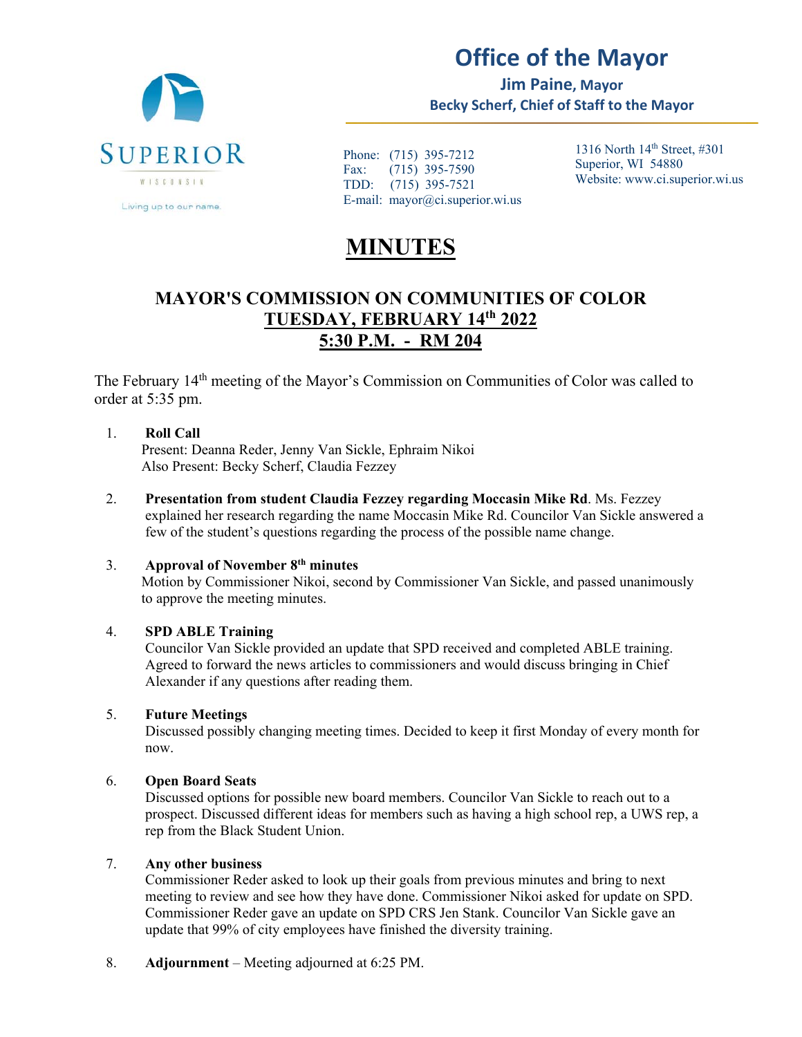# Office of the Mayor

**Jim Paine, Mayor**
**Becky Scherf, Chief of Staff to the Mayor**

SUPERIOR
WISCONSIN
Living up to our name.

Phone: (715) 395-7212
Fax: (715) 395-7590
TDD: (715) 395-7521
E-mail: mayor@ci.superior.wi.us

1316 North 14th Street, #301
Superior, WI 54880
Website: www.ci.superior.wi.us

# MINUTES

## MAYOR'S COMMISSION ON COMMUNITIES OF COLOR
## TUESDAY, FEBRUARY 14th 2022
## 5:30 P.M. - RM 204

The February 14th meeting of the Mayor's Commission on Communities of Color was called to order at 5:35 pm.

1. **Roll Call**
   Present: Deanna Reder, Jenny Van Sickle, Ephraim Nikoi
   Also Present: Becky Scherf, Claudia Fezzey

2. **Presentation from student Claudia Fezzey regarding Moccasin Mike Rd**. Ms. Fezzey explained her research regarding the name Moccasin Mike Rd. Councilor Van Sickle answered a few of the student's questions regarding the process of the possible name change.

3. **Approval of November 8th minutes**
   Motion by Commissioner Nikoi, second by Commissioner Van Sickle, and passed unanimously to approve the meeting minutes.

4. **SPD ABLE Training**
   Councilor Van Sickle provided an update that SPD received and completed ABLE training. Agreed to forward the news articles to commissioners and would discuss bringing in Chief Alexander if any questions after reading them.

5. **Future Meetings**
   Discussed possibly changing meeting times. Decided to keep it first Monday of every month for now.

6. **Open Board Seats**
   Discussed options for possible new board members. Councilor Van Sickle to reach out to a prospect. Discussed different ideas for members such as having a high school rep, a UWS rep, a rep from the Black Student Union.

7. **Any other business**
   Commissioner Reder asked to look up their goals from previous minutes and bring to next meeting to review and see how they have done. Commissioner Nikoi asked for update on SPD. Commissioner Reder gave an update on SPD CRS Jen Stank. Councilor Van Sickle gave an update that 99% of city employees have finished the diversity training.

8. **Adjournment** – Meeting adjourned at 6:25 PM.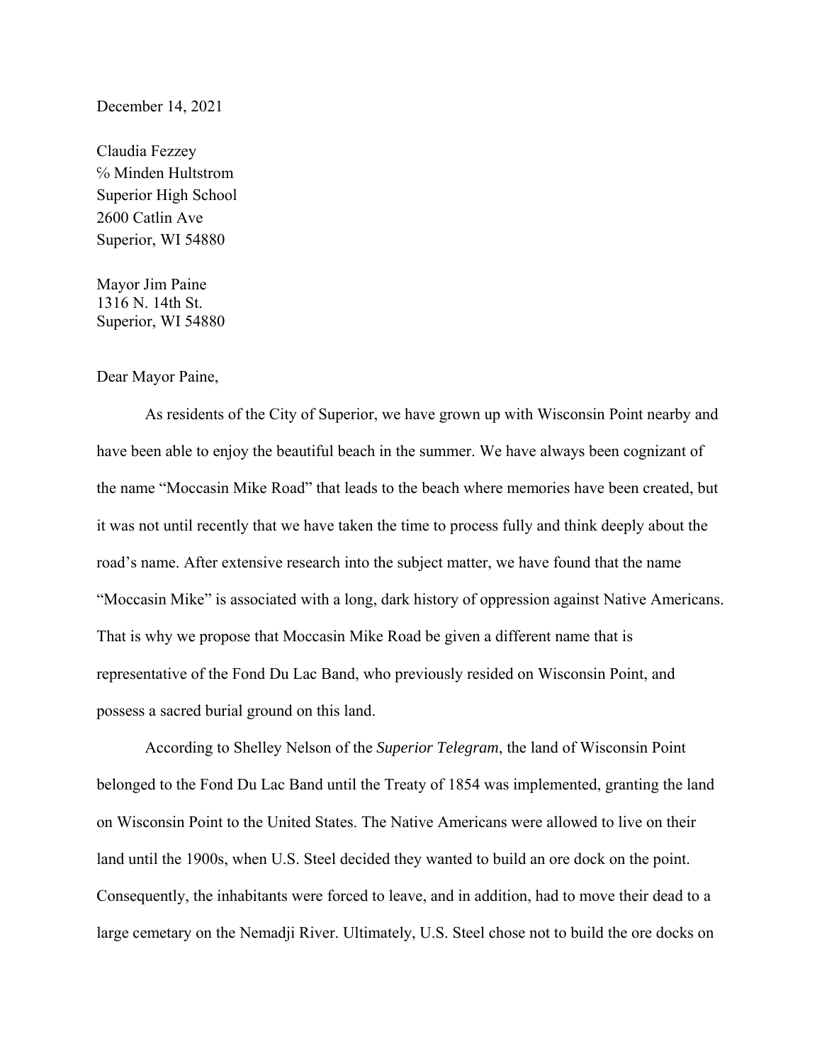December 14, 2021

Claudia Fezzey  
℅ Minden Hultstrom  
Superior High School  
2600 Catlin Ave  
Superior, WI 54880

Mayor Jim Paine  
1316 N. 14th St.  
Superior, WI 54880

Dear Mayor Paine,

As residents of the City of Superior, we have grown up with Wisconsin Point nearby and have been able to enjoy the beautiful beach in the summer. We have always been cognizant of the name "Moccasin Mike Road" that leads to the beach where memories have been created, but it was not until recently that we have taken the time to process fully and think deeply about the road's name. After extensive research into the subject matter, we have found that the name "Moccasin Mike" is associated with a long, dark history of oppression against Native Americans. That is why we propose that Moccasin Mike Road be given a different name that is representative of the Fond Du Lac Band, who previously resided on Wisconsin Point, and possess a sacred burial ground on this land.

According to Shelley Nelson of the *Superior Telegram*, the land of Wisconsin Point belonged to the Fond Du Lac Band until the Treaty of 1854 was implemented, granting the land on Wisconsin Point to the United States. The Native Americans were allowed to live on their land until the 1900s, when U.S. Steel decided they wanted to build an ore dock on the point. Consequently, the inhabitants were forced to leave, and in addition, had to move their dead to a large cemetary on the Nemadji River. Ultimately, U.S. Steel chose not to build the ore docks on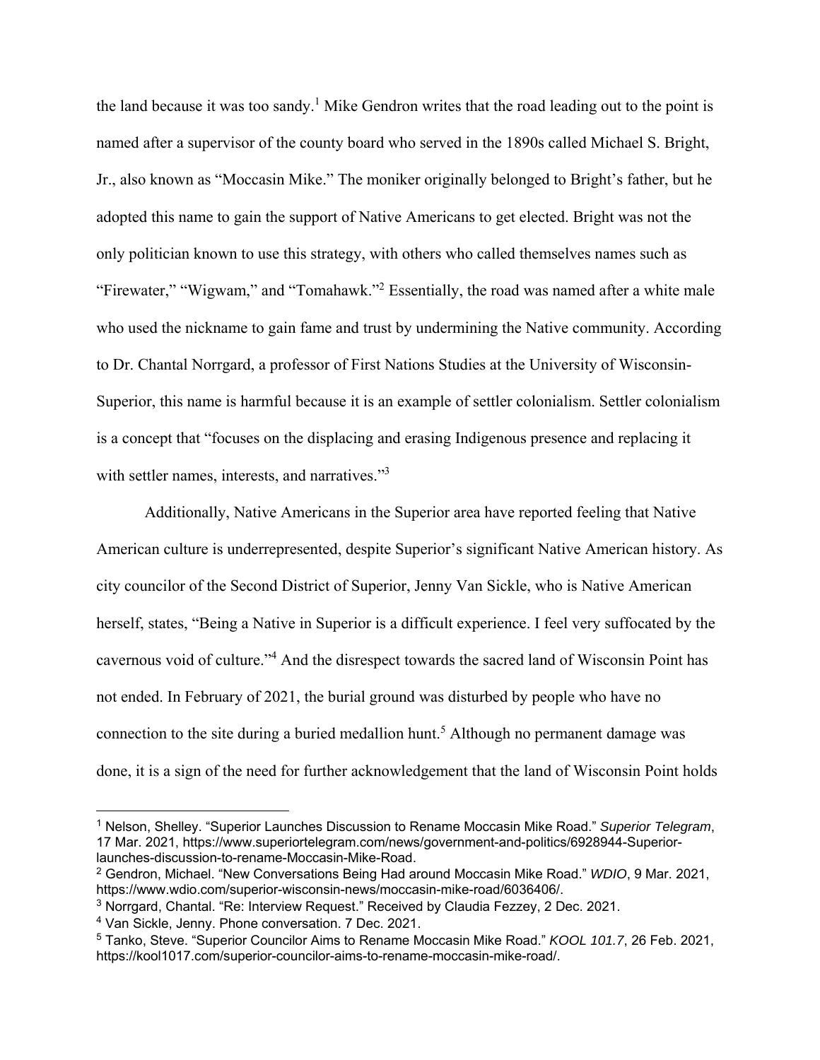the land because it was too sandy.[1] Mike Gendron writes that the road leading out to the point is named after a supervisor of the county board who served in the 1890s called Michael S. Bright, Jr., also known as "Moccasin Mike." The moniker originally belonged to Bright's father, but he adopted this name to gain the support of Native Americans to get elected. Bright was not the only politician known to use this strategy, with others who called themselves names such as "Firewater," "Wigwam," and "Tomahawk."[2] Essentially, the road was named after a white male who used the nickname to gain fame and trust by undermining the Native community. According to Dr. Chantal Norrgard, a professor of First Nations Studies at the University of Wisconsin-Superior, this name is harmful because it is an example of settler colonialism. Settler colonialism is a concept that "focuses on the displacing and erasing Indigenous presence and replacing it with settler names, interests, and narratives."[3]

Additionally, Native Americans in the Superior area have reported feeling that Native American culture is underrepresented, despite Superior's significant Native American history. As city councilor of the Second District of Superior, Jenny Van Sickle, who is Native American herself, states, "Being a Native in Superior is a difficult experience. I feel very suffocated by the cavernous void of culture."[4] And the disrespect towards the sacred land of Wisconsin Point has not ended. In February of 2021, the burial ground was disturbed by people who have no connection to the site during a buried medallion hunt.[5] Although no permanent damage was done, it is a sign of the need for further acknowledgement that the land of Wisconsin Point holds

---

[1] Nelson, Shelley. "Superior Launches Discussion to Rename Moccasin Mike Road." *Superior Telegram*, 17 Mar. 2021, https://www.superiortelegram.com/news/government-and-politics/6928944-Superior-launches-discussion-to-rename-Moccasin-Mike-Road.

[2] Gendron, Michael. "New Conversations Being Had around Moccasin Mike Road." *WDIO*, 9 Mar. 2021, https://www.wdio.com/superior-wisconsin-news/moccasin-mike-road/6036406/.

[3] Norrgard, Chantal. "Re: Interview Request." Received by Claudia Fezzey, 2 Dec. 2021.

[4] Van Sickle, Jenny. Phone conversation. 7 Dec. 2021.

[5] Tanko, Steve. "Superior Councilor Aims to Rename Moccasin Mike Road." *KOOL 101.7*, 26 Feb. 2021, https://kool1017.com/superior-councilor-aims-to-rename-moccasin-mike-road/.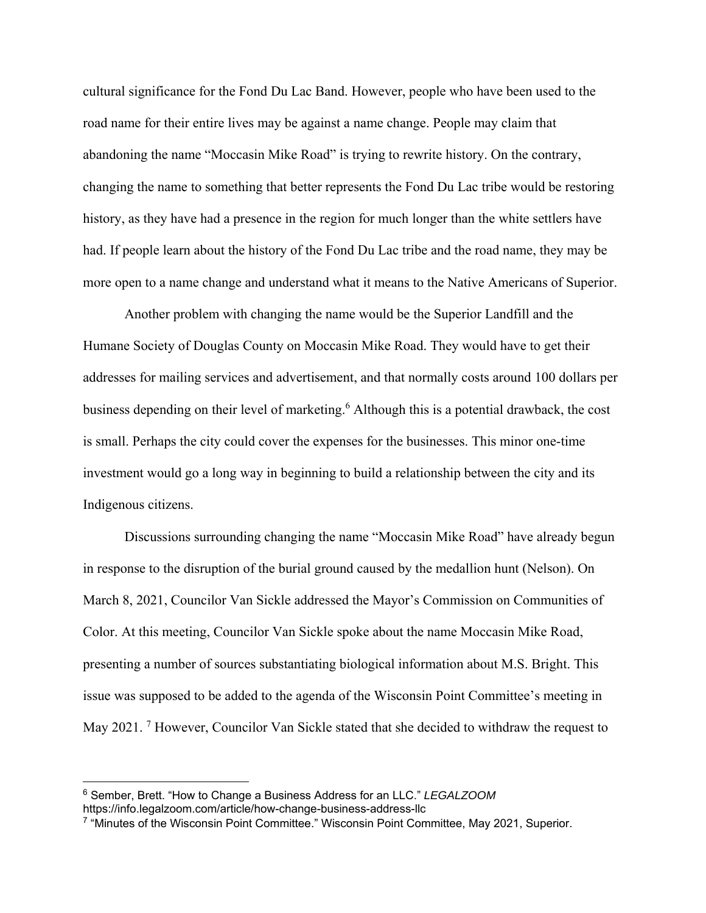cultural significance for the Fond Du Lac Band. However, people who have been used to the road name for their entire lives may be against a name change. People may claim that abandoning the name "Moccasin Mike Road" is trying to rewrite history. On the contrary, changing the name to something that better represents the Fond Du Lac tribe would be restoring history, as they have had a presence in the region for much longer than the white settlers have had. If people learn about the history of the Fond Du Lac tribe and the road name, they may be more open to a name change and understand what it means to the Native Americans of Superior.

Another problem with changing the name would be the Superior Landfill and the Humane Society of Douglas County on Moccasin Mike Road. They would have to get their addresses for mailing services and advertisement, and that normally costs around 100 dollars per business depending on their level of marketing.[6] Although this is a potential drawback, the cost is small. Perhaps the city could cover the expenses for the businesses. This minor one-time investment would go a long way in beginning to build a relationship between the city and its Indigenous citizens.

Discussions surrounding changing the name "Moccasin Mike Road" have already begun in response to the disruption of the burial ground caused by the medallion hunt (Nelson). On March 8, 2021, Councilor Van Sickle addressed the Mayor's Commission on Communities of Color. At this meeting, Councilor Van Sickle spoke about the name Moccasin Mike Road, presenting a number of sources substantiating biological information about M.S. Bright. This issue was supposed to be added to the agenda of the Wisconsin Point Committee's meeting in May 2021. [7] However, Councilor Van Sickle stated that she decided to withdraw the request to

---

[6] Sember, Brett. "How to Change a Business Address for an LLC." *LEGALZOOM* https://info.legalzoom.com/article/how-change-business-address-llc

[7] "Minutes of the Wisconsin Point Committee." Wisconsin Point Committee, May 2021, Superior.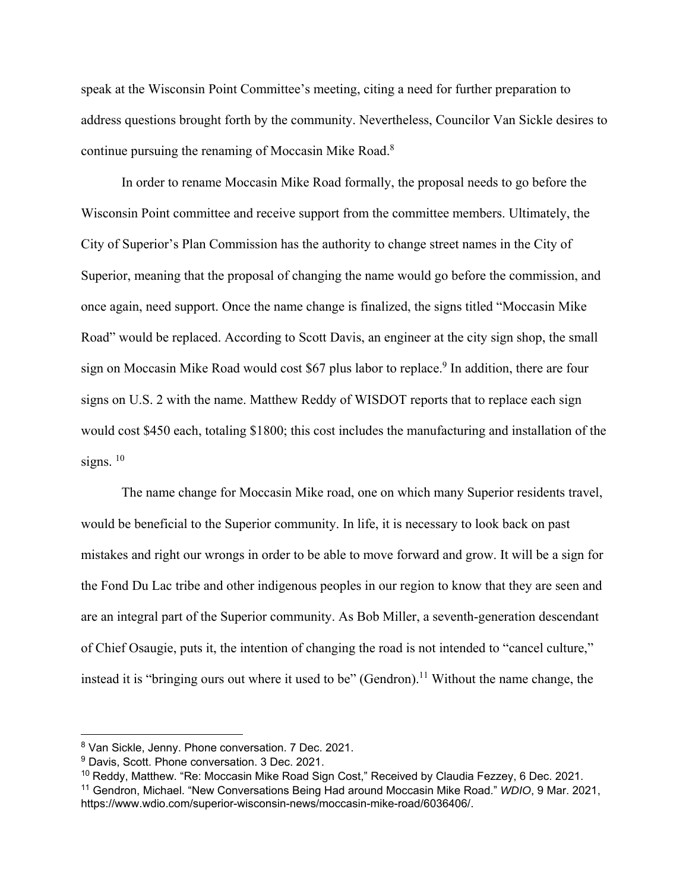speak at the Wisconsin Point Committee's meeting, citing a need for further preparation to address questions brought forth by the community. Nevertheless, Councilor Van Sickle desires to continue pursuing the renaming of Moccasin Mike Road.[8]

In order to rename Moccasin Mike Road formally, the proposal needs to go before the Wisconsin Point committee and receive support from the committee members. Ultimately, the City of Superior's Plan Commission has the authority to change street names in the City of Superior, meaning that the proposal of changing the name would go before the commission, and once again, need support. Once the name change is finalized, the signs titled "Moccasin Mike Road" would be replaced. According to Scott Davis, an engineer at the city sign shop, the small sign on Moccasin Mike Road would cost $67 plus labor to replace.[9] In addition, there are four signs on U.S. 2 with the name. Matthew Reddy of WISDOT reports that to replace each sign would cost $450 each, totaling $1800; this cost includes the manufacturing and installation of the signs. [10]

The name change for Moccasin Mike road, one on which many Superior residents travel, would be beneficial to the Superior community. In life, it is necessary to look back on past mistakes and right our wrongs in order to be able to move forward and grow. It will be a sign for the Fond Du Lac tribe and other indigenous peoples in our region to know that they are seen and are an integral part of the Superior community. As Bob Miller, a seventh-generation descendant of Chief Osaugie, puts it, the intention of changing the road is not intended to "cancel culture," instead it is "bringing ours out where it used to be" (Gendron).[11] Without the name change, the

---

[8] Van Sickle, Jenny. Phone conversation. 7 Dec. 2021.

[9] Davis, Scott. Phone conversation. 3 Dec. 2021.

[10] Reddy, Matthew. "Re: Moccasin Mike Road Sign Cost," Received by Claudia Fezzey, 6 Dec. 2021.

[11] Gendron, Michael. "New Conversations Being Had around Moccasin Mike Road." *WDIO*, 9 Mar. 2021, https://www.wdio.com/superior-wisconsin-news/moccasin-mike-road/6036406/.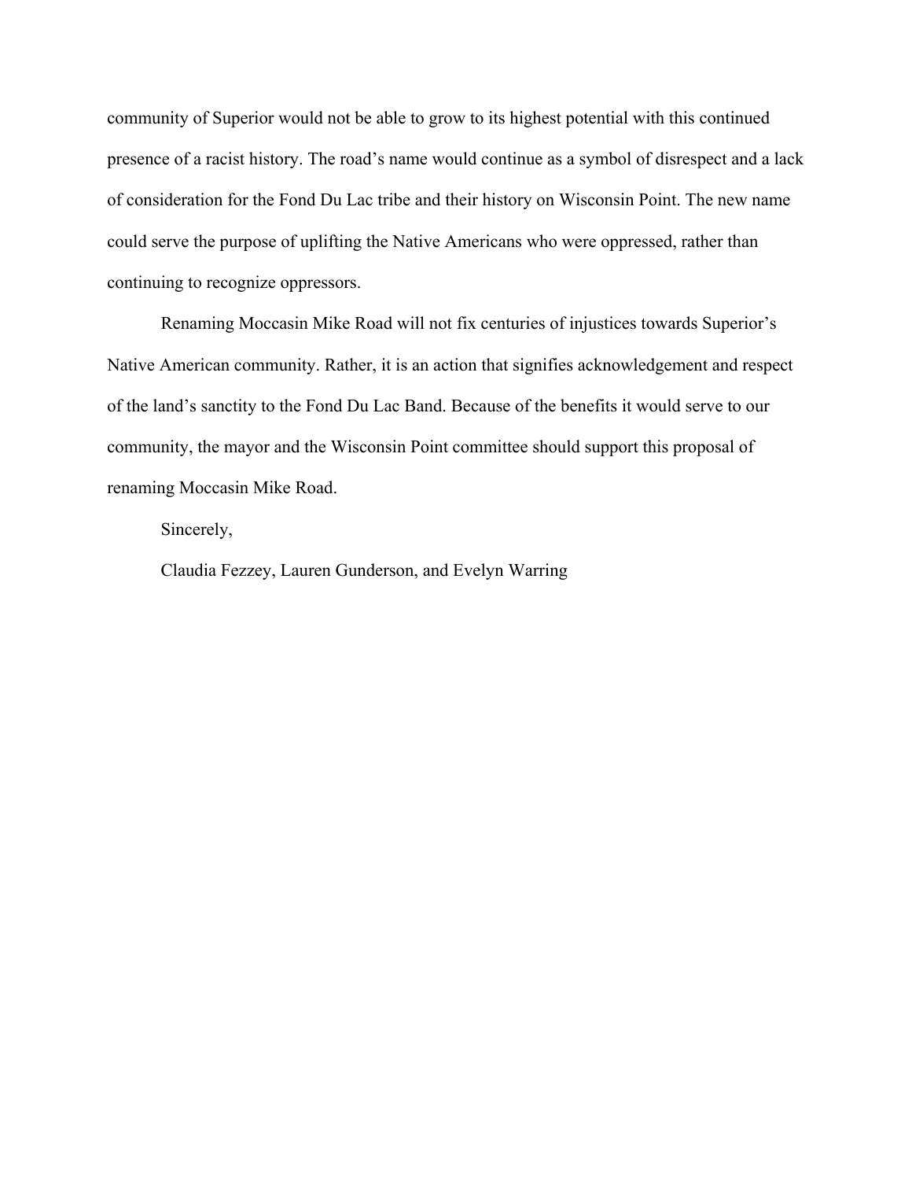community of Superior would not be able to grow to its highest potential with this continued presence of a racist history. The road's name would continue as a symbol of disrespect and a lack of consideration for the Fond Du Lac tribe and their history on Wisconsin Point. The new name could serve the purpose of uplifting the Native Americans who were oppressed, rather than continuing to recognize oppressors.

Renaming Moccasin Mike Road will not fix centuries of injustices towards Superior's Native American community. Rather, it is an action that signifies acknowledgement and respect of the land's sanctity to the Fond Du Lac Band. Because of the benefits it would serve to our community, the mayor and the Wisconsin Point committee should support this proposal of renaming Moccasin Mike Road.

Sincerely,

Claudia Fezzey, Lauren Gunderson, and Evelyn Warring